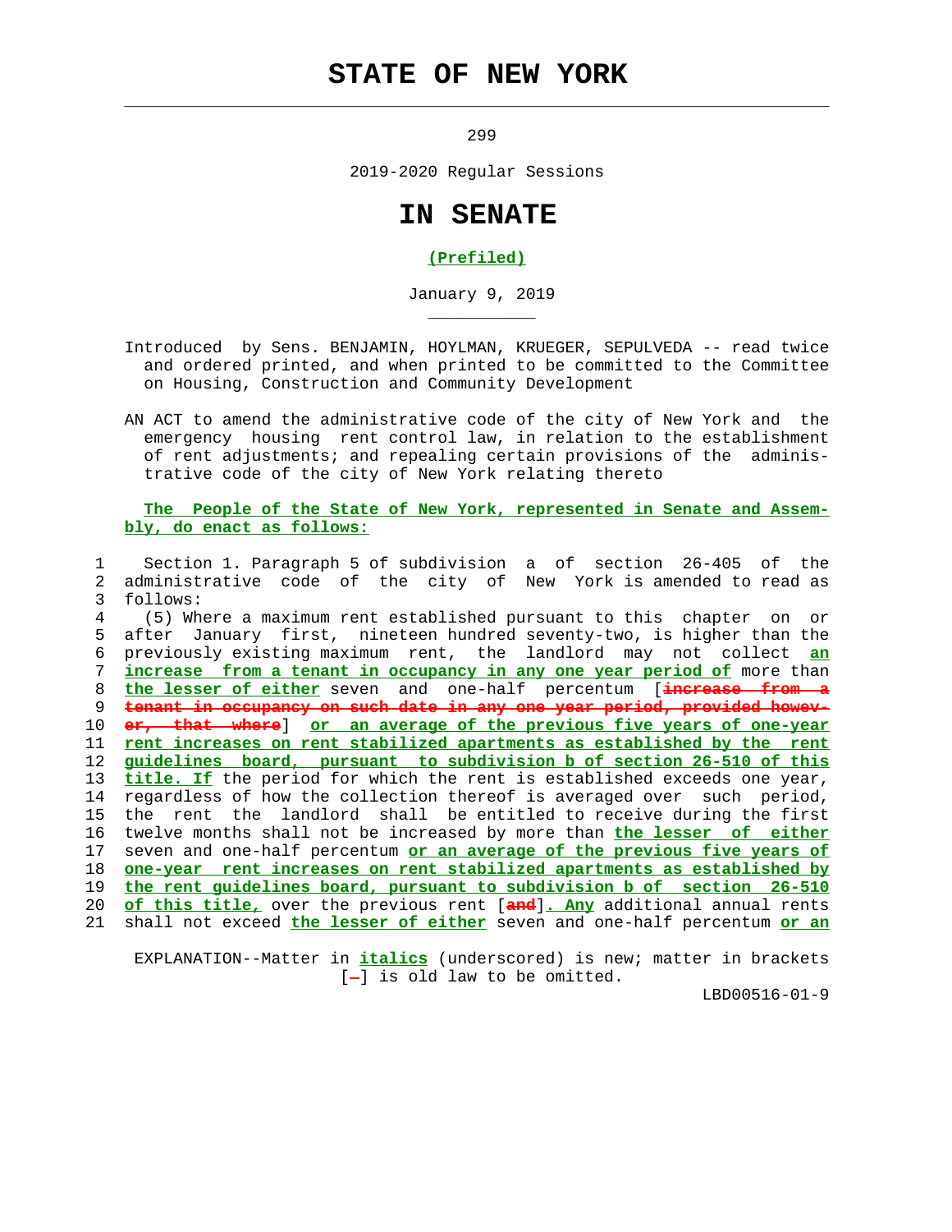# STATE OF NEW YORK

299

2019-2020 Regular Sessions

# IN SENATE

*(Prefiled)*

January 9, 2019

Introduced by Sens. BENJAMIN, HOYLMAN, KRUEGER, SEPULVEDA -- read twice and ordered printed, and when printed to be committed to the Committee on Housing, Construction and Community Development

AN ACT to amend the administrative code of the city of New York and the emergency housing rent control law, in relation to the establishment of rent adjustments; and repealing certain provisions of the administrative code of the city of New York relating thereto

*The People of the State of New York, represented in Senate and Assembly, do enact as follows:*

1 Section 1. Paragraph 5 of subdivision a of section 26-405 of the
2 administrative code of the city of New York is amended to read as
3 follows:
4 (5) Where a maximum rent established pursuant to this chapter on or
5 after January first, nineteen hundred seventy-two, is higher than the
6 previously existing maximum rent, the landlord may not collect *an*
7 *increase from a tenant in occupancy in any one year period of* more than
8 *the lesser of either* seven and one-half percentum [increase from a
9 tenant in occupancy on such date in any one year period, provided howev-
10 er, that where] *or an average of the previous five years of one-year*
11 *rent increases on rent stabilized apartments as established by the rent*
12 *guidelines board, pursuant to subdivision b of section 26-510 of this*
13 *title. If* the period for which the rent is established exceeds one year,
14 regardless of how the collection thereof is averaged over such period,
15 the rent the landlord shall be entitled to receive during the first
16 twelve months shall not be increased by more than *the lesser of either*
17 seven and one-half percentum *or an average of the previous five years of*
18 *one-year rent increases on rent stabilized apartments as established by*
19 *the rent guidelines board, pursuant to subdivision b of section 26-510*
20 *of this title,* over the previous rent [and]*. Any* additional annual rents
21 shall not exceed *the lesser of either* seven and one-half percentum *or an*

EXPLANATION--Matter in *italics* (underscored) is new; matter in brackets [-] is old law to be omitted.

LBD00516-01-9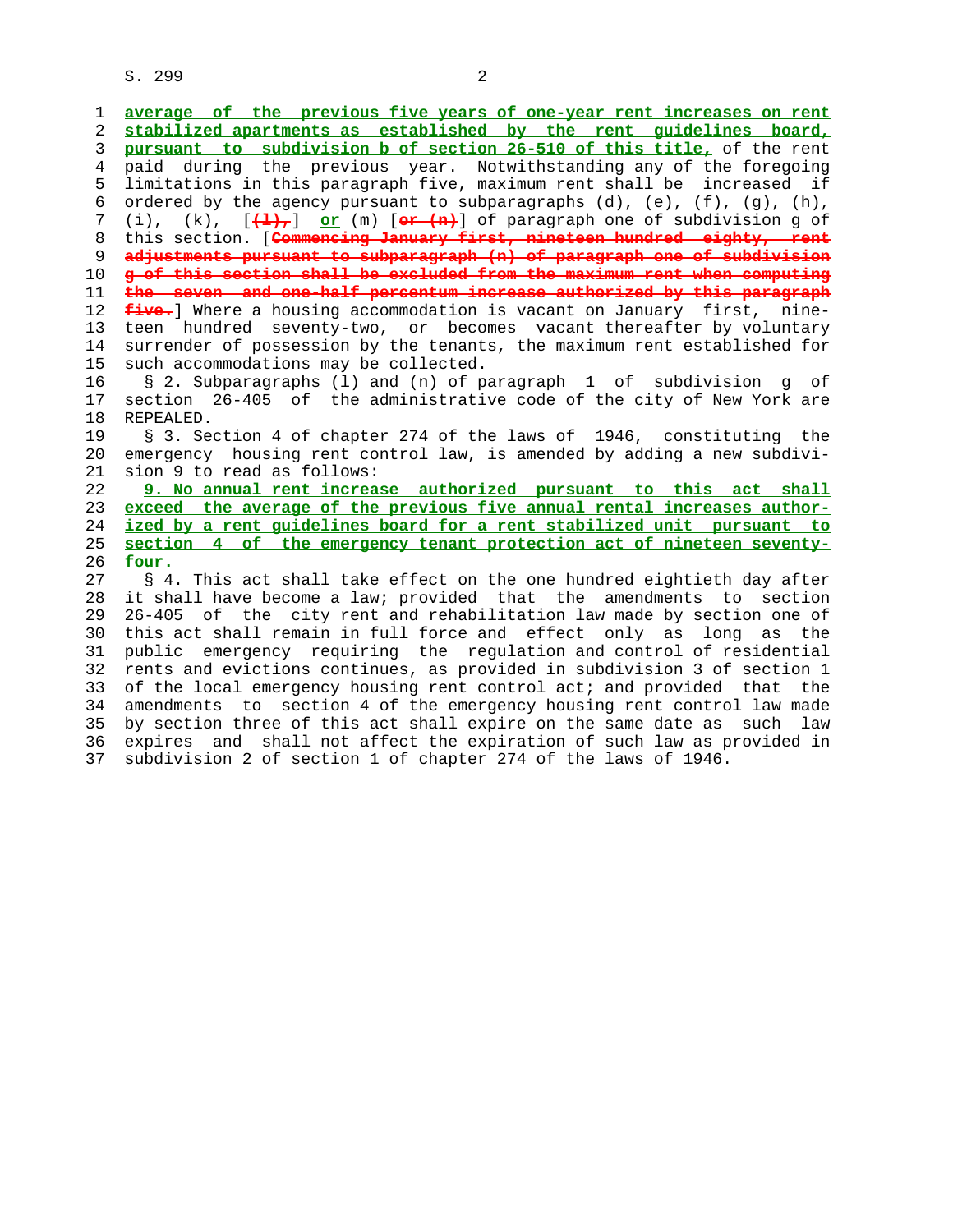average of the previous five years of one-year rent increases on rent stabilized apartments as established by the rent guidelines board, pursuant to subdivision b of section 26-510 of this title, of the rent paid during the previous year. Notwithstanding any of the foregoing limitations in this paragraph five, maximum rent shall be increased if ordered by the agency pursuant to subparagraphs (d), (e), (f), (g), (h), (i), (k), [(l),] or (m) [or (n)] of paragraph one of subdivision g of this section. [Commencing January first, nineteen hundred eighty, rent adjustments pursuant to subparagraph (n) of paragraph one of subdivision g of this section shall be excluded from the maximum rent when computing the seven and one-half percentum increase authorized by this paragraph five.] Where a housing accommodation is vacant on January first, nineteen hundred seventy-two, or becomes vacant thereafter by voluntary surrender of possession by the tenants, the maximum rent established for such accommodations may be collected.

§ 2. Subparagraphs (l) and (n) of paragraph 1 of subdivision g of section 26-405 of the administrative code of the city of New York are REPEALED.

§ 3. Section 4 of chapter 274 of the laws of 1946, constituting the emergency housing rent control law, is amended by adding a new subdivision 9 to read as follows:

9. No annual rent increase authorized pursuant to this act shall exceed the average of the previous five annual rental increases authorized by a rent guidelines board for a rent stabilized unit pursuant to section 4 of the emergency tenant protection act of nineteen seventy-four.

§ 4. This act shall take effect on the one hundred eightieth day after it shall have become a law; provided that the amendments to section 26-405 of the city rent and rehabilitation law made by section one of this act shall remain in full force and effect only as long as the public emergency requiring the regulation and control of residential rents and evictions continues, as provided in subdivision 3 of section 1 of the local emergency housing rent control act; and provided that the amendments to section 4 of the emergency housing rent control law made by section three of this act shall expire on the same date as such law expires and shall not affect the expiration of such law as provided in subdivision 2 of section 1 of chapter 274 of the laws of 1946.